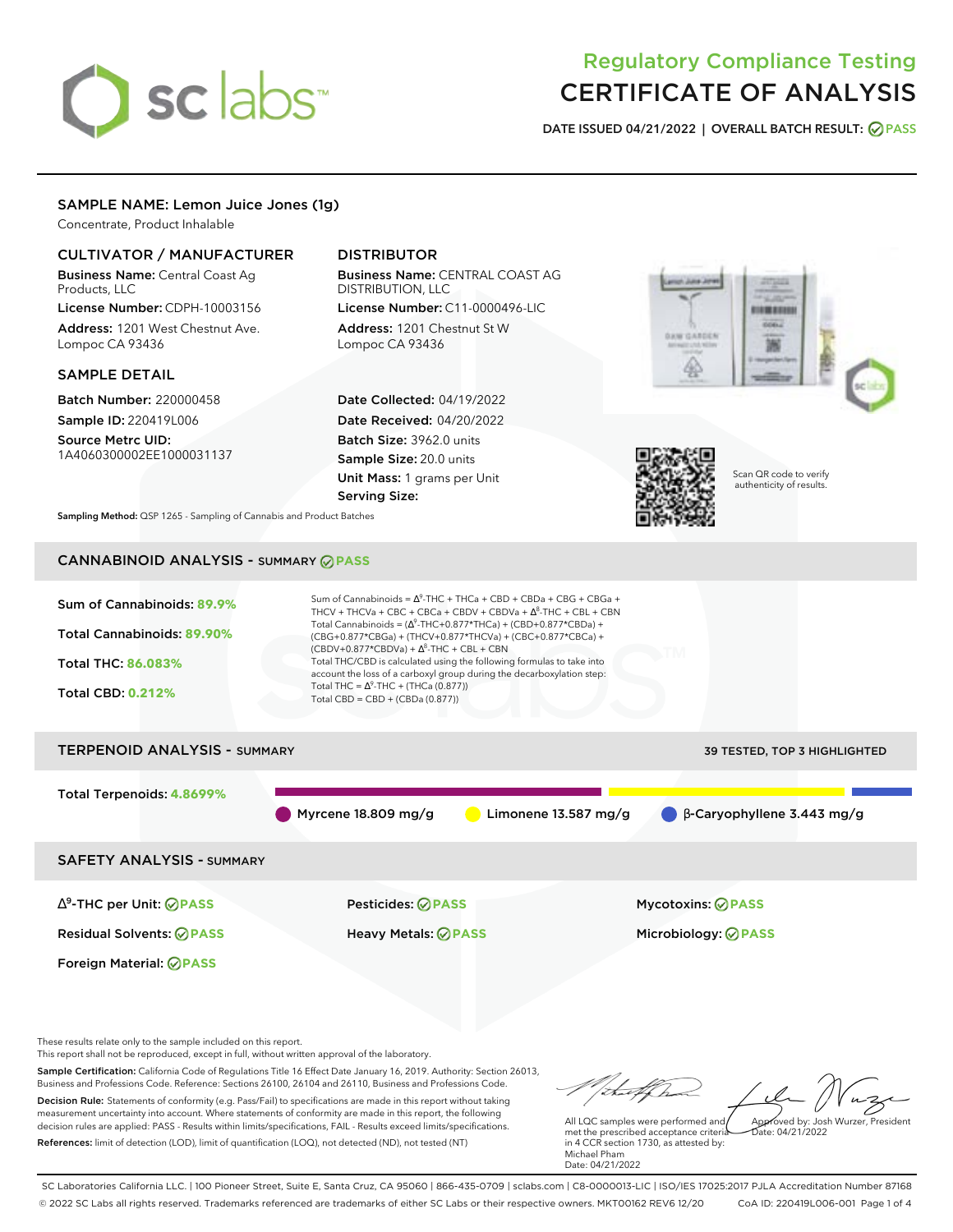# Regulatory Compliance Testing
# CERTIFICATE OF ANALYSIS

**DATE ISSUED 04/21/2022 | OVERALL BATCH RESULT: PASS**

## SAMPLE NAME: Lemon Juice Jones (1g)

Concentrate, Product Inhalable

### CULTIVATOR / MANUFACTURER

**Business Name:** Central Coast Ag Products, LLC

**License Number:** CDPH-10003156

**Address:** 1201 West Chestnut Ave. Lompoc CA 93436

### DISTRIBUTOR

**Business Name:** CENTRAL COAST AG DISTRIBUTION, LLC

**License Number:** C11-0000496-LIC

**Address:** 1201 Chestnut St W Lompoc CA 93436

### SAMPLE DETAIL

**Batch Number:** 220000458

**Sample ID:** 220419L006

**Source Metrc UID:** 1A4060300002EE1000031137

**Date Collected:** 04/19/2022

**Date Received:** 04/20/2022

**Batch Size:** 3962.0 units

**Sample Size:** 20.0 units

**Unit Mass:** 1 grams per Unit

**Serving Size:**

Scan QR code to verify authenticity of results.

**Sampling Method:** QSP 1265 - Sampling of Cannabis and Product Batches

## CANNABINOID ANALYSIS - SUMMARY PASS

**Sum of Cannabinoids:** 89.9%

**Total Cannabinoids:** 89.90%

**Total THC:** 86.083%

**Total CBD:** 0.212%

Sum of Cannabinoids = $\Delta^9$-THC + THCa + CBD + CBDa + CBG + CBGa + THCV + THCVa + CBC + CBCa + CBDV + CBDVa + $\Delta^8$-THC + CBL + CBN

Total Cannabinoids = ($\Delta^9$-THC+0.877*THCa) + (CBD+0.877*CBDa) + (CBG+0.877*CBGa) + (THCV+0.877*THCVa) + (CBC+0.877*CBCa) + (CBDV+0.877*CBDVa) + $\Delta^8$-THC + CBL + CBN

Total THC/CBD is calculated using the following formulas to take into account the loss of a carboxyl group during the decarboxylation step:

Total THC = $\Delta^9$-THC + (THCa (0.877))

Total CBD = CBD + (CBDa (0.877))

## TERPENOID ANALYSIS - SUMMARY

39 TESTED, TOP 3 HIGHLIGHTED

**Total Terpenoids:** 4.8699%

Myrcene 18.809 mg/g | Limonene 13.587 mg/g | β-Caryophyllene 3.443 mg/g

## SAFETY ANALYSIS - SUMMARY

| | | |
|---|---|---|
| $\Delta^9$-THC per Unit: PASS | Pesticides: PASS | Mycotoxins: PASS |
| Residual Solvents: PASS | Heavy Metals: PASS | Microbiology: PASS |
| Foreign Material: PASS | | |

These results relate only to the sample included on this report.
This report shall not be reproduced, except in full, without written approval of the laboratory.

**Sample Certification:** California Code of Regulations Title 16 Effect Date January 16, 2019. Authority: Section 26013, Business and Professions Code. Reference: Sections 26100, 26104 and 26110, Business and Professions Code.

**Decision Rule:** Statements of conformity (e.g. Pass/Fail) to specifications are made in this report without taking measurement uncertainty into account. Where statements of conformity are made in this report, the following decision rules are applied: PASS - Results within limits/specifications, FAIL - Results exceed limits/specifications.

**References:** limit of detection (LOD), limit of quantification (LOQ), not detected (ND), not tested (NT)

All LQC samples were performed and met the prescribed acceptance criteria in 4 CCR section 1730, as attested by: Michael Pham
Date: 04/21/2022

Approved by: Josh Wurzer, President
Date: 04/21/2022

SC Laboratories California LLC. | 100 Pioneer Street, Suite E, Santa Cruz, CA 95060 | 866-435-0709 | sclabs.com | C8-0000013-LIC | ISO/IES 17025:2017 PJLA Accreditation Number 87168
© 2022 SC Labs all rights reserved. Trademarks referenced are trademarks of either SC Labs or their respective owners. MKT00162 REV6 12/20 CoA ID: 220419L006-001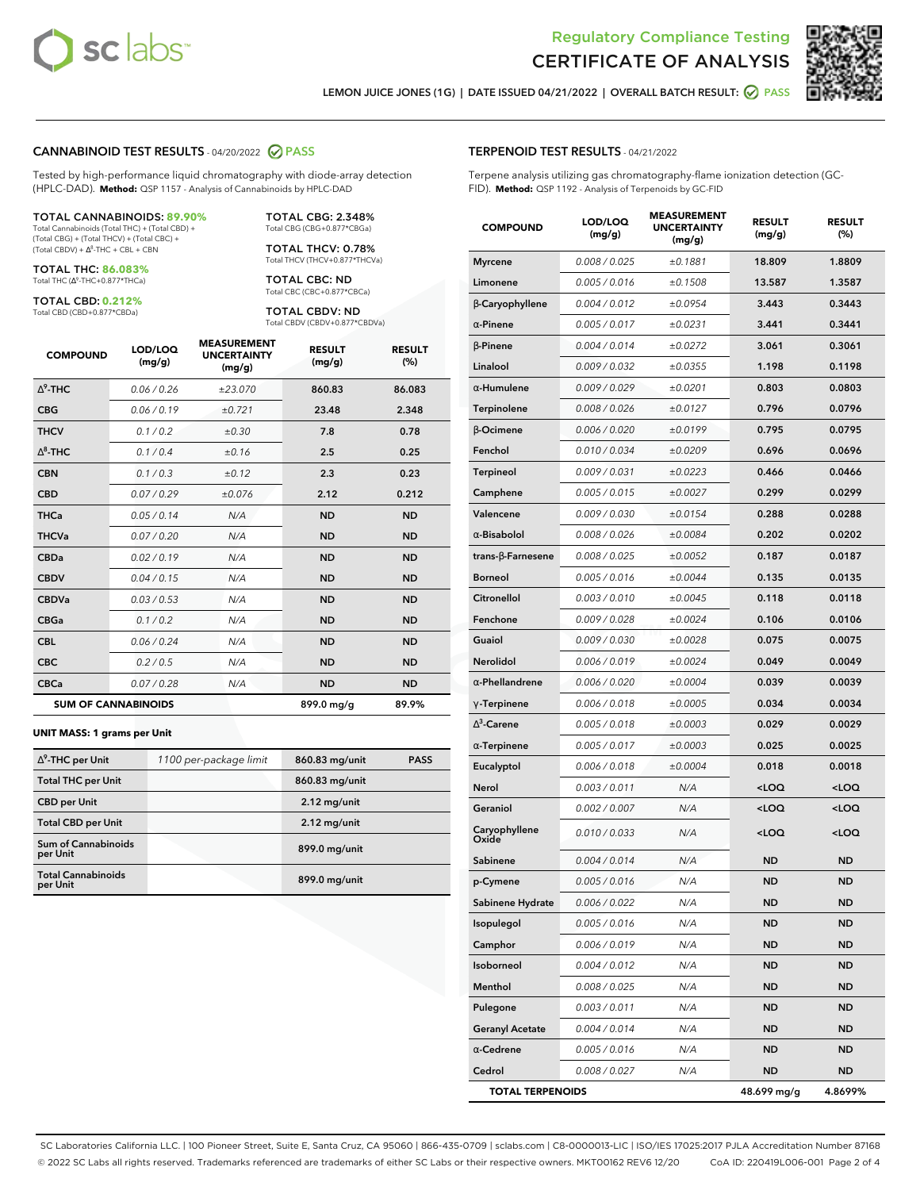# Regulatory Compliance Testing
# CERTIFICATE OF ANALYSIS

LEMON JUICE JONES (1G) | DATE ISSUED 04/21/2022 | OVERALL BATCH RESULT: PASS

## CANNABINOID TEST RESULTS - 04/20/2022 PASS

Tested by high-performance liquid chromatography with diode-array detection (HPLC-DAD). **Method:** QSP 1157 - Analysis of Cannabinoids by HPLC-DAD

**TOTAL CANNABINOIDS: 89.90%**
Total Cannabinoids (Total THC) + (Total CBD) + (Total CBG) + (Total THCV) + (Total CBC) + (Total CBDV) + $\Delta^8$-THC + CBL + CBN

**TOTAL THC: 86.083%**
Total THC ($\Delta^9$-THC+0.877*THCa)

**TOTAL CBD: 0.212%**
Total CBD (CBD+0.877*CBDa)

**TOTAL CBG: 2.348%**
Total CBG (CBG+0.877*CBGa)

**TOTAL THCV: 0.78%**
Total THCV (THCV+0.877*THCVa)

**TOTAL CBC: ND**
Total CBC (CBC+0.877*CBCa)

**TOTAL CBDV: ND**
Total CBDV (CBDV+0.877*CBDVa)

| COMPOUND | LOD/LOQ (mg/g) | MEASUREMENT UNCERTAINTY (mg/g) | RESULT (mg/g) | RESULT (%) |
|---|---|---|---|---|
| $\Delta^9$-THC | 0.06 / 0.26 | ±23.070 | 860.83 | 86.083 |
| CBG | 0.06 / 0.19 | ±0.721 | 23.48 | 2.348 |
| THCV | 0.1 / 0.2 | ±0.30 | 7.8 | 0.78 |
| $\Delta^8$-THC | 0.1 / 0.4 | ±0.16 | 2.5 | 0.25 |
| CBN | 0.1 / 0.3 | ±0.12 | 2.3 | 0.23 |
| CBD | 0.07 / 0.29 | ±0.076 | 2.12 | 0.212 |
| THCa | 0.05 / 0.14 | N/A | ND | ND |
| THCVa | 0.07 / 0.20 | N/A | ND | ND |
| CBDa | 0.02 / 0.19 | N/A | ND | ND |
| CBDV | 0.04 / 0.15 | N/A | ND | ND |
| CBDVa | 0.03 / 0.53 | N/A | ND | ND |
| CBGa | 0.1 / 0.2 | N/A | ND | ND |
| CBL | 0.06 / 0.24 | N/A | ND | ND |
| CBC | 0.2 / 0.5 | N/A | ND | ND |
| CBCa | 0.07 / 0.28 | N/A | ND | ND |
| **SUM OF CANNABINOIDS** | | | 899.0 mg/g | 89.9% |

**UNIT MASS: 1 grams per Unit**

| | | | |
|---|---|---|---|
| $\Delta^9$-THC per Unit | 1100 per-package limit | 860.83 mg/unit | PASS |
| Total THC per Unit | | 860.83 mg/unit | |
| CBD per Unit | | 2.12 mg/unit | |
| Total CBD per Unit | | 2.12 mg/unit | |
| Sum of Cannabinoids per Unit | | 899.0 mg/unit | |
| Total Cannabinoids per Unit | | 899.0 mg/unit | |

## TERPENOID TEST RESULTS - 04/21/2022

Terpene analysis utilizing gas chromatography-flame ionization detection (GC-FID). **Method:** QSP 1192 - Analysis of Terpenoids by GC-FID

| COMPOUND | LOD/LOQ (mg/g) | MEASUREMENT UNCERTAINTY (mg/g) | RESULT (mg/g) | RESULT (%) |
|---|---|---|---|---|
| Myrcene | 0.008 / 0.025 | ±0.1881 | 18.809 | 1.8809 |
| Limonene | 0.005 / 0.016 | ±0.1508 | 13.587 | 1.3587 |
| β-Caryophyllene | 0.004 / 0.012 | ±0.0954 | 3.443 | 0.3443 |
| α-Pinene | 0.005 / 0.017 | ±0.0231 | 3.441 | 0.3441 |
| β-Pinene | 0.004 / 0.014 | ±0.0272 | 3.061 | 0.3061 |
| Linalool | 0.009 / 0.032 | ±0.0355 | 1.198 | 0.1198 |
| α-Humulene | 0.009 / 0.029 | ±0.0201 | 0.803 | 0.0803 |
| Terpinolene | 0.008 / 0.026 | ±0.0127 | 0.796 | 0.0796 |
| β-Ocimene | 0.006 / 0.020 | ±0.0199 | 0.795 | 0.0795 |
| Fenchol | 0.010 / 0.034 | ±0.0209 | 0.696 | 0.0696 |
| Terpineol | 0.009 / 0.031 | ±0.0223 | 0.466 | 0.0466 |
| Camphene | 0.005 / 0.015 | ±0.0027 | 0.299 | 0.0299 |
| Valencene | 0.009 / 0.030 | ±0.0154 | 0.288 | 0.0288 |
| α-Bisabolol | 0.008 / 0.026 | ±0.0084 | 0.202 | 0.0202 |
| trans-β-Farnesene | 0.008 / 0.025 | ±0.0052 | 0.187 | 0.0187 |
| Borneol | 0.005 / 0.016 | ±0.0044 | 0.135 | 0.0135 |
| Citronellol | 0.003 / 0.010 | ±0.0045 | 0.118 | 0.0118 |
| Fenchone | 0.009 / 0.028 | ±0.0024 | 0.106 | 0.0106 |
| Guaiol | 0.009 / 0.030 | ±0.0028 | 0.075 | 0.0075 |
| Nerolidol | 0.006 / 0.019 | ±0.0024 | 0.049 | 0.0049 |
| α-Phellandrene | 0.006 / 0.020 | ±0.0004 | 0.039 | 0.0039 |
| γ-Terpinene | 0.006 / 0.018 | ±0.0005 | 0.034 | 0.0034 |
| $\Delta^3$-Carene | 0.005 / 0.018 | ±0.0003 | 0.029 | 0.0029 |
| α-Terpinene | 0.005 / 0.017 | ±0.0003 | 0.025 | 0.0025 |
| Eucalyptol | 0.006 / 0.018 | ±0.0004 | 0.018 | 0.0018 |
| Nerol | 0.003 / 0.011 | N/A | <LOQ | <LOQ |
| Geraniol | 0.002 / 0.007 | N/A | <LOQ | <LOQ |
| Caryophyllene Oxide | 0.010 / 0.033 | N/A | <LOQ | <LOQ |
| Sabinene | 0.004 / 0.014 | N/A | ND | ND |
| p-Cymene | 0.005 / 0.016 | N/A | ND | ND |
| Sabinene Hydrate | 0.006 / 0.022 | N/A | ND | ND |
| Isopulegol | 0.005 / 0.016 | N/A | ND | ND |
| Camphor | 0.006 / 0.019 | N/A | ND | ND |
| Isoborneol | 0.004 / 0.012 | N/A | ND | ND |
| Menthol | 0.008 / 0.025 | N/A | ND | ND |
| Pulegone | 0.003 / 0.011 | N/A | ND | ND |
| Geranyl Acetate | 0.004 / 0.014 | N/A | ND | ND |
| α-Cedrene | 0.005 / 0.016 | N/A | ND | ND |
| Cedrol | 0.008 / 0.027 | N/A | ND | ND |
| **TOTAL TERPENOIDS** | | | 48.699 mg/g | 4.8699% |

SC Laboratories California LLC. | 100 Pioneer Street, Suite E, Santa Cruz, CA 95060 | 866-435-0709 | sclabs.com | C8-0000013-LIC | ISO/IES 17025:2017 PJLA Accreditation Number 87168
© 2022 SC Labs all rights reserved. Trademarks referenced are trademarks of either SC Labs or their respective owners. MKT00162 REV6 12/20 CoA ID: 220419L006-001